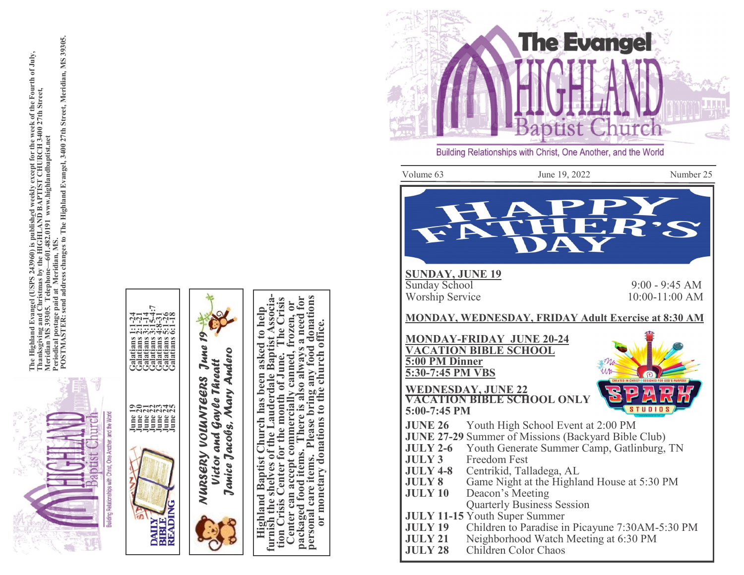# The Evangel

# HIGHLAND Baptist Church

Building Relationships with Christ, One Another, and the World

Volume 63 | June 19, 2022 | Number 25

## HAPPY FATHER'S DAY

**SUNDAY, JUNE 19**

| | |
|---|---|
| Sunday School | 9:00 - 9:45 AM |
| Worship Service | 10:00-11:00 AM |

**MONDAY, WEDNESDAY, FRIDAY Adult Exercise at 8:30 AM**

**MONDAY-FRIDAY JUNE 20-24**
**VACATION BIBLE SCHOOL**
**5:00 PM Dinner**
**5:30-7:45 PM VBS**

**WEDNESDAY, JUNE 22**
**VACATION BIBLE SCHOOL ONLY**
**5:00-7:45 PM**

SPARK STUDIOS — Created in Christ • Designed for God's Purpose

| | |
|---|---|
| **JUNE 26** | Youth High School Event at 2:00 PM |
| **JUNE 27-29** | Summer of Missions (Backyard Bible Club) |
| **JULY 2-6** | Youth Generate Summer Camp, Gatlinburg, TN |
| **JULY 3** | Freedom Fest |
| **JULY 4-8** | Centrikid, Talladega, AL |
| **JULY 8** | Game Night at the Highland House at 5:30 PM |
| **JULY 10** | Deacon's Meeting |
| | Quarterly Business Session |
| **JULY 11-15** | Youth Super Summer |
| **JULY 19** | Children to Paradise in Picayune 7:30AM-5:30 PM |
| **JULY 21** | Neighborhood Watch Meeting at 6:30 PM |
| **JULY 28** | Children Color Chaos |

---

The Highland Evangel (USPS 243960) is published weekly except for the week of the Fourth of July, Thanksgiving and Christmas by the HIGHLAND BAPTIST CHURCH 3400 27th Street, Meridian MS 39305. Telephone—601.482.0191 www.highlandbaptist.net
Periodical postage paid at Meridian, MS.
POSTMASTER: send address changes to The Highland Evangel, 3400 27th Street, Meridian, MS 39305.

HIGHLAND Baptist Church — Building Relationships with Christ, One Another, and the World

**DAILY BIBLE READING**

| | |
|---|---|
| June 19 | Galatians 1:1-24 |
| June 20 | Galatians 2:1-21 |
| June 21 | Galatians 3:1-14 |
| June 22 | Galatians 3:15-4:7 |
| June 23 | Galatians 4:8-31 |
| June 24 | Galatians 5:1-26 |
| June 25 | Galatians 6:1-18 |

***NURSERY VOLUNTEERS June 19***
*Victor and Gayle Threatt*
*Janice Jacobs, Mary Andero*

**Highland Baptist Church has been asked to help furnish the shelves of the Lauderdale Baptist Association Crisis Center for the month of June. The Crisis Center can accept commercially canned, frozen, or packaged food items. There is also always a need for personal care items. Please bring any food donations or monetary donations to the church office.**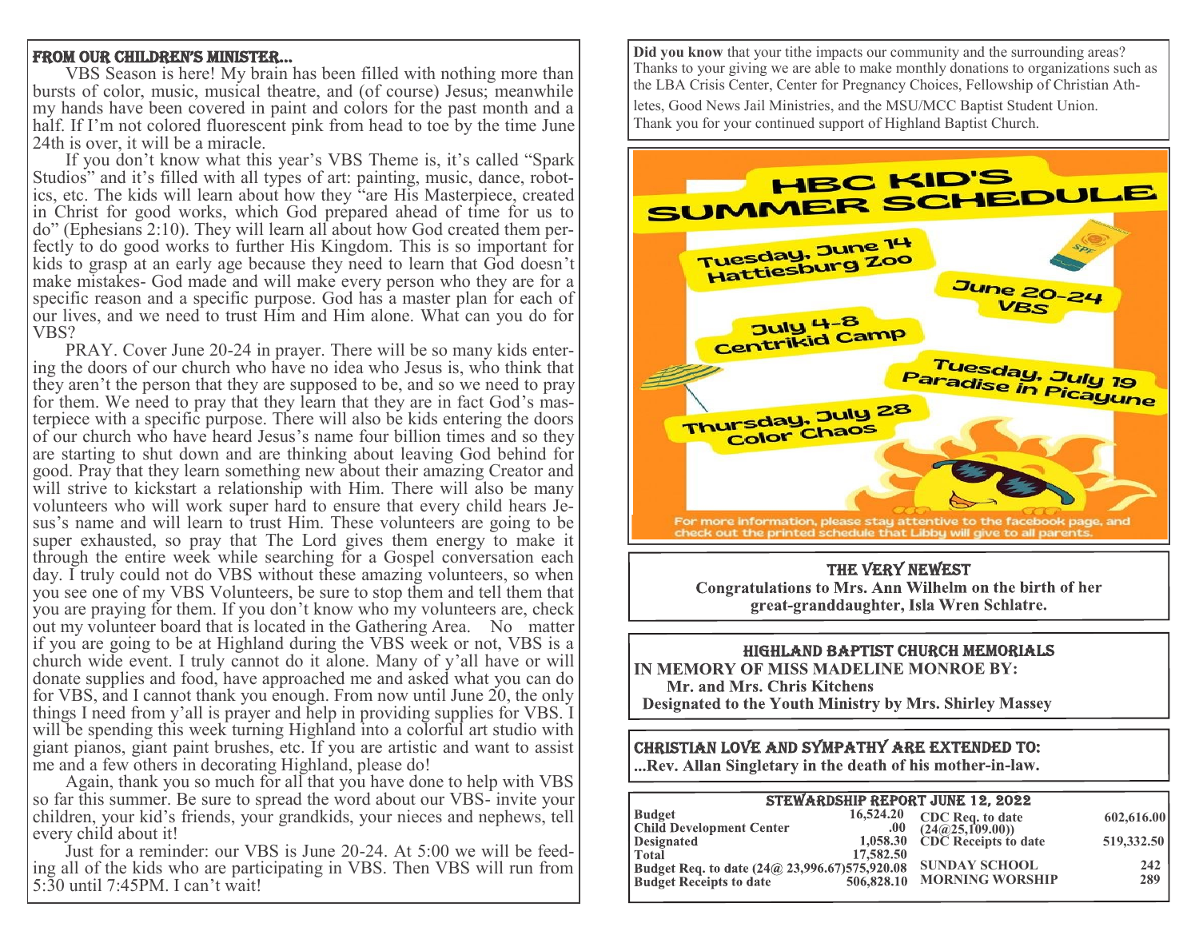## FROM OUR CHILDREN'S MINISTER...

VBS Season is here! My brain has been filled with nothing more than bursts of color, music, musical theatre, and (of course) Jesus; meanwhile my hands have been covered in paint and colors for the past month and a half. If I'm not colored fluorescent pink from head to toe by the time June 24th is over, it will be a miracle.

If you don't know what this year's VBS Theme is, it's called "Spark Studios" and it's filled with all types of art: painting, music, dance, robotics, etc. The kids will learn about how they "are His Masterpiece, created in Christ for good works, which God prepared ahead of time for us to do" (Ephesians 2:10). They will learn all about how God created them perfectly to do good works to further His Kingdom. This is so important for kids to grasp at an early age because they need to learn that God doesn't make mistakes- God made and will make every person who they are for a specific reason and a specific purpose. God has a master plan for each of our lives, and we need to trust Him and Him alone. What can you do for VBS?

PRAY. Cover June 20-24 in prayer. There will be so many kids entering the doors of our church who have no idea who Jesus is, who think that they aren't the person that they are supposed to be, and so we need to pray for them. We need to pray that they learn that they are in fact God's masterpiece with a specific purpose. There will also be kids entering the doors of our church who have heard Jesus's name four billion times and so they are starting to shut down and are thinking about leaving God behind for good. Pray that they learn something new about their amazing Creator and will strive to kickstart a relationship with Him. There will also be many volunteers who will work super hard to ensure that every child hears Jesus's name and will learn to trust Him. These volunteers are going to be super exhausted, so pray that The Lord gives them energy to make it through the entire week while searching for a Gospel conversation each day. I truly could not do VBS without these amazing volunteers, so when you see one of my VBS Volunteers, be sure to stop them and tell them that you are praying for them. If you don't know who my volunteers are, check out my volunteer board that is located in the Gathering Area. No matter if you are going to be at Highland during the VBS week or not, VBS is a church wide event. I truly cannot do it alone. Many of y'all have or will donate supplies and food, have approached me and asked what you can do for VBS, and I cannot thank you enough. From now until June 20, the only things I need from y'all is prayer and help in providing supplies for VBS. I will be spending this week turning Highland into a colorful art studio with giant pianos, giant paint brushes, etc. If you are artistic and want to assist me and a few others in decorating Highland, please do!

Again, thank you so much for all that you have done to help with VBS so far this summer. Be sure to spread the word about our VBS- invite your children, your kid's friends, your grandkids, your nieces and nephews, tell every child about it!

Just for a reminder: our VBS is June 20-24. At 5:00 we will be feeding all of the kids who are participating in VBS. Then VBS will run from 5:30 until 7:45PM. I can't wait!

**Did you know** that your tithe impacts our community and the surrounding areas? Thanks to your giving we are able to make monthly donations to organizations such as the LBA Crisis Center, Center for Pregnancy Choices, Fellowship of Christian Athletes, Good News Jail Ministries, and the MSU/MCC Baptist Student Union. Thank you for your continued support of Highland Baptist Church.

## HBC KID'S SUMMER SCHEDULE

Tuesday, June 14
Hattiesburg Zoo

June 20-24
VBS

July 4-8
Centrikid Camp

Tuesday, July 19
Paradise in Picayune

Thursday, July 28
Color Chaos

For more information, please stay attentive to the facebook page, and check out the printed schedule that Libby will give to all parents.

## THE VERY NEWEST

**Congratulations to Mrs. Ann Wilhelm on the birth of her great-granddaughter, Isla Wren Schlatre.**

## HIGHLAND BAPTIST CHURCH MEMORIALS

**IN MEMORY OF MISS MADELINE MONROE BY:**
**Mr. and Mrs. Chris Kitchens**
**Designated to the Youth Ministry by Mrs. Shirley Massey**

## CHRISTIAN LOVE AND SYMPATHY ARE EXTENDED TO:

**...Rev. Allan Singletary in the death of his mother-in-law.**

## STEWARDSHIP REPORT JUNE 12, 2022

| | | | |
|---|---|---|---|
| **Budget** | **16,524.20** | **CDC Req. to date (24@25,109.00))** | **602,616.00** |
| **Child Development Center** | **.00** | | |
| **Designated** | **1,058.30** | **CDC Receipts to date** | **519,332.50** |
| **Total** | **17,582.50** | | |
| **Budget Req. to date (24@ 23,996.67)** | **575,920.08** | **SUNDAY SCHOOL** | **242** |
| **Budget Receipts to date** | **506,828.10** | **MORNING WORSHIP** | **289** |